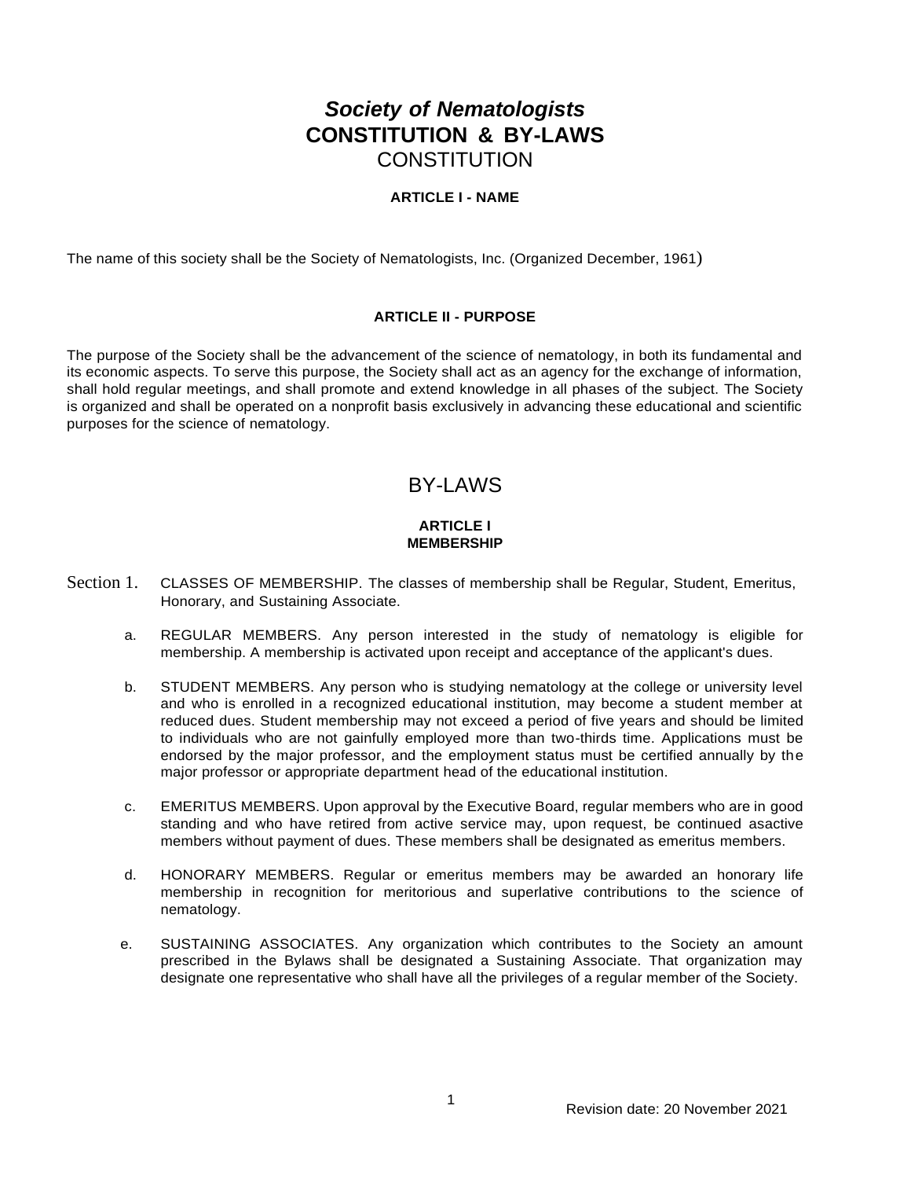# *Society of Nematologists*
# CONSTITUTION & BY-LAWS
## CONSTITUTION

### ARTICLE I - NAME

The name of this society shall be the Society of Nematologists, Inc. (Organized December, 1961)

### ARTICLE II - PURPOSE

The purpose of the Society shall be the advancement of the science of nematology, in both its fundamental and its economic aspects. To serve this purpose, the Society shall act as an agency for the exchange of information, shall hold regular meetings, and shall promote and extend knowledge in all phases of the subject. The Society is organized and shall be operated on a nonprofit basis exclusively in advancing these educational and scientific purposes for the science of nematology.

## BY-LAWS

### ARTICLE I
### MEMBERSHIP

Section 1. CLASSES OF MEMBERSHIP. The classes of membership shall be Regular, Student, Emeritus, Honorary, and Sustaining Associate.

a. REGULAR MEMBERS. Any person interested in the study of nematology is eligible for membership. A membership is activated upon receipt and acceptance of the applicant's dues.

b. STUDENT MEMBERS. Any person who is studying nematology at the college or university level and who is enrolled in a recognized educational institution, may become a student member at reduced dues. Student membership may not exceed a period of five years and should be limited to individuals who are not gainfully employed more than two-thirds time. Applications must be endorsed by the major professor, and the employment status must be certified annually by the major professor or appropriate department head of the educational institution.

c. EMERITUS MEMBERS. Upon approval by the Executive Board, regular members who are in good standing and who have retired from active service may, upon request, be continued asactive members without payment of dues. These members shall be designated as emeritus members.

d. HONORARY MEMBERS. Regular or emeritus members may be awarded an honorary life membership in recognition for meritorious and superlative contributions to the science of nematology.

e. SUSTAINING ASSOCIATES. Any organization which contributes to the Society an amount prescribed in the Bylaws shall be designated a Sustaining Associate. That organization may designate one representative who shall have all the privileges of a regular member of the Society.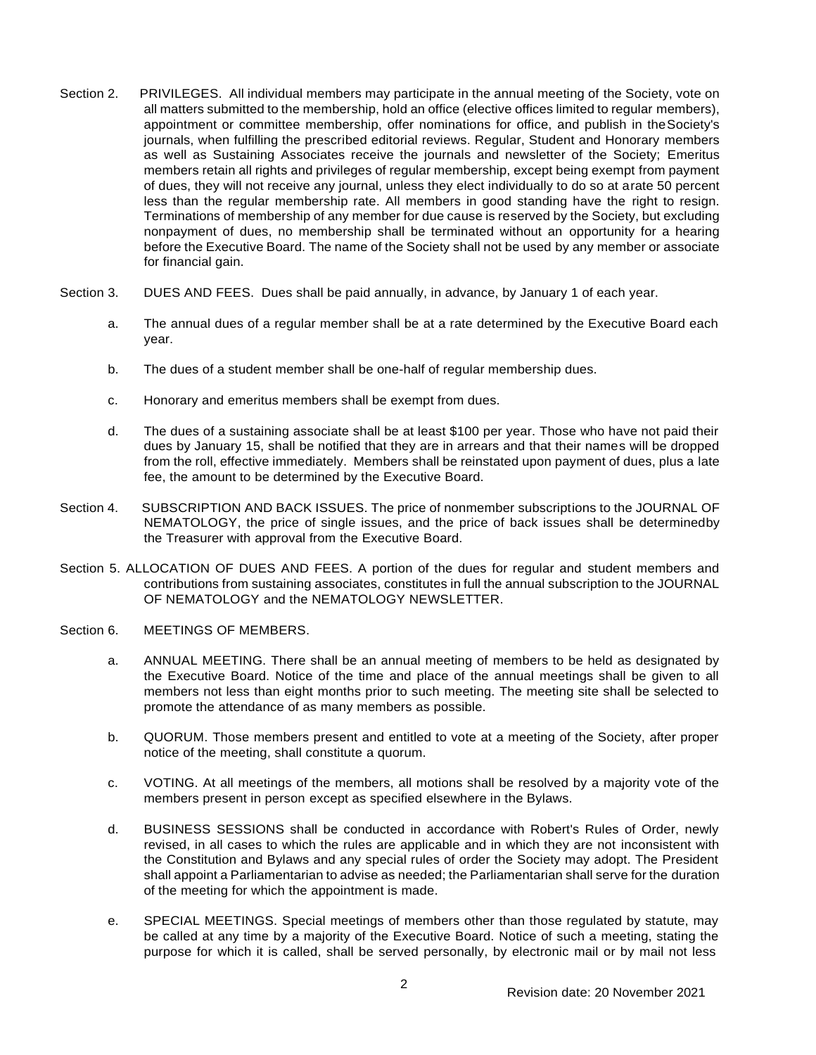Section 2. PRIVILEGES. All individual members may participate in the annual meeting of the Society, vote on all matters submitted to the membership, hold an office (elective offices limited to regular members), appointment or committee membership, offer nominations for office, and publish in the Society's journals, when fulfilling the prescribed editorial reviews. Regular, Student and Honorary members as well as Sustaining Associates receive the journals and newsletter of the Society; Emeritus members retain all rights and privileges of regular membership, except being exempt from payment of dues, they will not receive any journal, unless they elect individually to do so at a rate 50 percent less than the regular membership rate. All members in good standing have the right to resign. Terminations of membership of any member for due cause is reserved by the Society, but excluding nonpayment of dues, no membership shall be terminated without an opportunity for a hearing before the Executive Board. The name of the Society shall not be used by any member or associate for financial gain.

Section 3. DUES AND FEES. Dues shall be paid annually, in advance, by January 1 of each year.

a. The annual dues of a regular member shall be at a rate determined by the Executive Board each year.

b. The dues of a student member shall be one-half of regular membership dues.

c. Honorary and emeritus members shall be exempt from dues.

d. The dues of a sustaining associate shall be at least $100 per year. Those who have not paid their dues by January 15, shall be notified that they are in arrears and that their names will be dropped from the roll, effective immediately. Members shall be reinstated upon payment of dues, plus a late fee, the amount to be determined by the Executive Board.

Section 4. SUBSCRIPTION AND BACK ISSUES. The price of nonmember subscriptions to the JOURNAL OF NEMATOLOGY, the price of single issues, and the price of back issues shall be determined by the Treasurer with approval from the Executive Board.

Section 5. ALLOCATION OF DUES AND FEES. A portion of the dues for regular and student members and contributions from sustaining associates, constitutes in full the annual subscription to the JOURNAL OF NEMATOLOGY and the NEMATOLOGY NEWSLETTER.

Section 6. MEETINGS OF MEMBERS.

a. ANNUAL MEETING. There shall be an annual meeting of members to be held as designated by the Executive Board. Notice of the time and place of the annual meetings shall be given to all members not less than eight months prior to such meeting. The meeting site shall be selected to promote the attendance of as many members as possible.

b. QUORUM. Those members present and entitled to vote at a meeting of the Society, after proper notice of the meeting, shall constitute a quorum.

c. VOTING. At all meetings of the members, all motions shall be resolved by a majority vote of the members present in person except as specified elsewhere in the Bylaws.

d. BUSINESS SESSIONS shall be conducted in accordance with Robert's Rules of Order, newly revised, in all cases to which the rules are applicable and in which they are not inconsistent with the Constitution and Bylaws and any special rules of order the Society may adopt. The President shall appoint a Parliamentarian to advise as needed; the Parliamentarian shall serve for the duration of the meeting for which the appointment is made.

e. SPECIAL MEETINGS. Special meetings of members other than those regulated by statute, may be called at any time by a majority of the Executive Board. Notice of such a meeting, stating the purpose for which it is called, shall be served personally, by electronic mail or by mail not less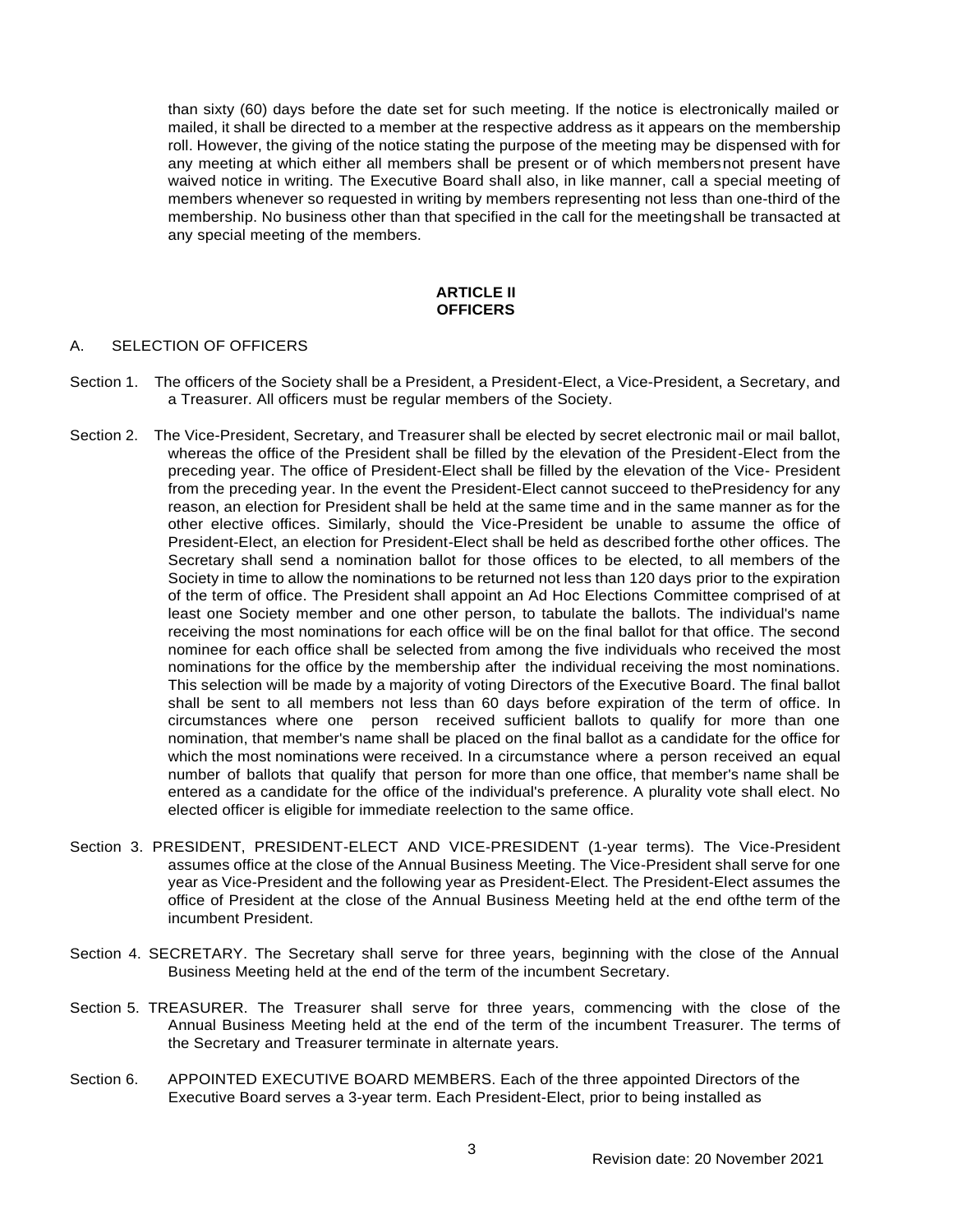than sixty (60) days before the date set for such meeting. If the notice is electronically mailed or mailed, it shall be directed to a member at the respective address as it appears on the membership roll. However, the giving of the notice stating the purpose of the meeting may be dispensed with for any meeting at which either all members shall be present or of which members not present have waived notice in writing. The Executive Board shall also, in like manner, call a special meeting of members whenever so requested in writing by members representing not less than one-third of the membership. No business other than that specified in the call for the meeting shall be transacted at any special meeting of the members.

## ARTICLE II
## OFFICERS

### A. SELECTION OF OFFICERS

Section 1. The officers of the Society shall be a President, a President-Elect, a Vice-President, a Secretary, and a Treasurer. All officers must be regular members of the Society.

Section 2. The Vice-President, Secretary, and Treasurer shall be elected by secret electronic mail or mail ballot, whereas the office of the President shall be filled by the elevation of the President-Elect from the preceding year. The office of President-Elect shall be filled by the elevation of the Vice- President from the preceding year. In the event the President-Elect cannot succeed to the Presidency for any reason, an election for President shall be held at the same time and in the same manner as for the other elective offices. Similarly, should the Vice-President be unable to assume the office of President-Elect, an election for President-Elect shall be held as described for the other offices. The Secretary shall send a nomination ballot for those offices to be elected, to all members of the Society in time to allow the nominations to be returned not less than 120 days prior to the expiration of the term of office. The President shall appoint an Ad Hoc Elections Committee comprised of at least one Society member and one other person, to tabulate the ballots. The individual's name receiving the most nominations for each office will be on the final ballot for that office. The second nominee for each office shall be selected from among the five individuals who received the most nominations for the office by the membership after the individual receiving the most nominations. This selection will be made by a majority of voting Directors of the Executive Board. The final ballot shall be sent to all members not less than 60 days before expiration of the term of office. In circumstances where one person received sufficient ballots to qualify for more than one nomination, that member's name shall be placed on the final ballot as a candidate for the office for which the most nominations were received. In a circumstance where a person received an equal number of ballots that qualify that person for more than one office, that member's name shall be entered as a candidate for the office of the individual's preference. A plurality vote shall elect. No elected officer is eligible for immediate reelection to the same office.

Section 3. PRESIDENT, PRESIDENT-ELECT AND VICE-PRESIDENT (1-year terms). The Vice-President assumes office at the close of the Annual Business Meeting. The Vice-President shall serve for one year as Vice-President and the following year as President-Elect. The President-Elect assumes the office of President at the close of the Annual Business Meeting held at the end of the term of the incumbent President.

Section 4. SECRETARY. The Secretary shall serve for three years, beginning with the close of the Annual Business Meeting held at the end of the term of the incumbent Secretary.

Section 5. TREASURER. The Treasurer shall serve for three years, commencing with the close of the Annual Business Meeting held at the end of the term of the incumbent Treasurer. The terms of the Secretary and Treasurer terminate in alternate years.

Section 6. APPOINTED EXECUTIVE BOARD MEMBERS. Each of the three appointed Directors of the Executive Board serves a 3-year term. Each President-Elect, prior to being installed as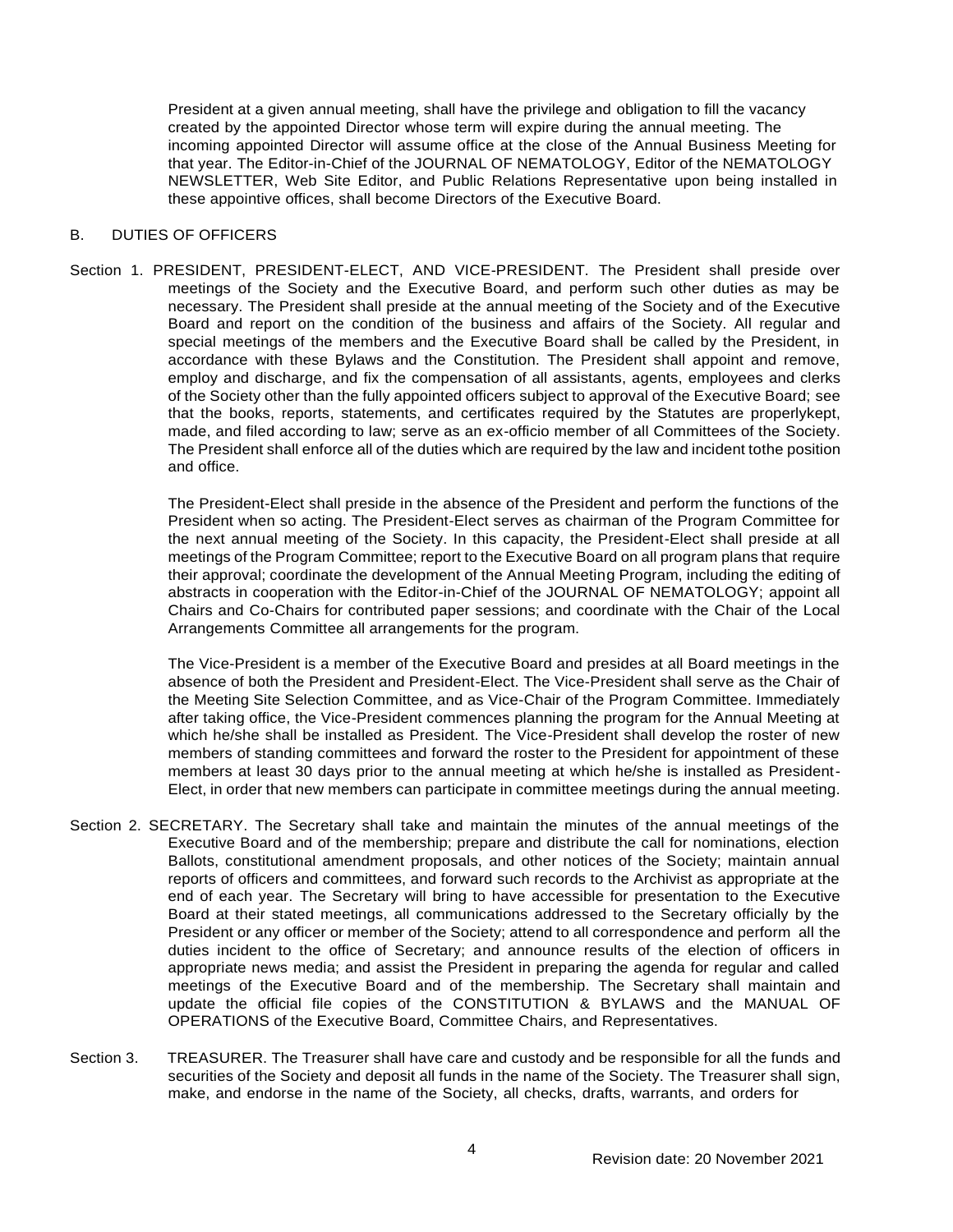President at a given annual meeting, shall have the privilege and obligation to fill the vacancy created by the appointed Director whose term will expire during the annual meeting. The incoming appointed Director will assume office at the close of the Annual Business Meeting for that year. The Editor-in-Chief of the JOURNAL OF NEMATOLOGY, Editor of the NEMATOLOGY NEWSLETTER, Web Site Editor, and Public Relations Representative upon being installed in these appointive offices, shall become Directors of the Executive Board.

## B. DUTIES OF OFFICERS

Section 1. PRESIDENT, PRESIDENT-ELECT, AND VICE-PRESIDENT. The President shall preside over meetings of the Society and the Executive Board, and perform such other duties as may be necessary. The President shall preside at the annual meeting of the Society and of the Executive Board and report on the condition of the business and affairs of the Society. All regular and special meetings of the members and the Executive Board shall be called by the President, in accordance with these Bylaws and the Constitution. The President shall appoint and remove, employ and discharge, and fix the compensation of all assistants, agents, employees and clerks of the Society other than the fully appointed officers subject to approval of the Executive Board; see that the books, reports, statements, and certificates required by the Statutes are properlykept, made, and filed according to law; serve as an ex-officio member of all Committees of the Society. The President shall enforce all of the duties which are required by the law and incident tothe position and office.

The President-Elect shall preside in the absence of the President and perform the functions of the President when so acting. The President-Elect serves as chairman of the Program Committee for the next annual meeting of the Society. In this capacity, the President-Elect shall preside at all meetings of the Program Committee; report to the Executive Board on all program plans that require their approval; coordinate the development of the Annual Meeting Program, including the editing of abstracts in cooperation with the Editor-in-Chief of the JOURNAL OF NEMATOLOGY; appoint all Chairs and Co-Chairs for contributed paper sessions; and coordinate with the Chair of the Local Arrangements Committee all arrangements for the program.

The Vice-President is a member of the Executive Board and presides at all Board meetings in the absence of both the President and President-Elect. The Vice-President shall serve as the Chair of the Meeting Site Selection Committee, and as Vice-Chair of the Program Committee. Immediately after taking office, the Vice-President commences planning the program for the Annual Meeting at which he/she shall be installed as President. The Vice-President shall develop the roster of new members of standing committees and forward the roster to the President for appointment of these members at least 30 days prior to the annual meeting at which he/she is installed as President-Elect, in order that new members can participate in committee meetings during the annual meeting.

Section 2. SECRETARY. The Secretary shall take and maintain the minutes of the annual meetings of the Executive Board and of the membership; prepare and distribute the call for nominations, election Ballots, constitutional amendment proposals, and other notices of the Society; maintain annual reports of officers and committees, and forward such records to the Archivist as appropriate at the end of each year. The Secretary will bring to have accessible for presentation to the Executive Board at their stated meetings, all communications addressed to the Secretary officially by the President or any officer or member of the Society; attend to all correspondence and perform all the duties incident to the office of Secretary; and announce results of the election of officers in appropriate news media; and assist the President in preparing the agenda for regular and called meetings of the Executive Board and of the membership. The Secretary shall maintain and update the official file copies of the CONSTITUTION & BYLAWS and the MANUAL OF OPERATIONS of the Executive Board, Committee Chairs, and Representatives.

Section 3. TREASURER. The Treasurer shall have care and custody and be responsible for all the funds and securities of the Society and deposit all funds in the name of the Society. The Treasurer shall sign, make, and endorse in the name of the Society, all checks, drafts, warrants, and orders for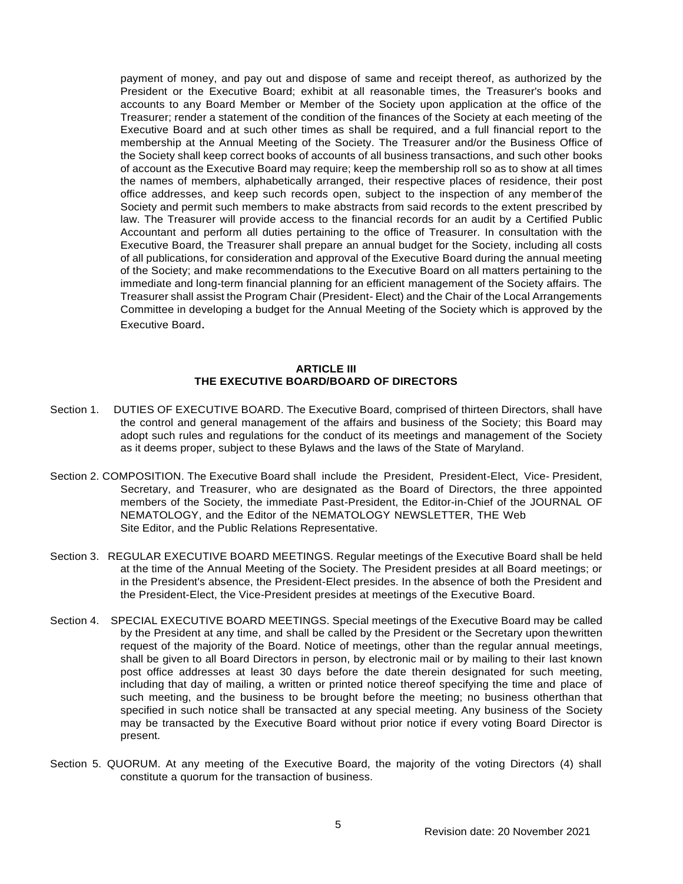payment of money, and pay out and dispose of same and receipt thereof, as authorized by the President or the Executive Board; exhibit at all reasonable times, the Treasurer's books and accounts to any Board Member or Member of the Society upon application at the office of the Treasurer; render a statement of the condition of the finances of the Society at each meeting of the Executive Board and at such other times as shall be required, and a full financial report to the membership at the Annual Meeting of the Society. The Treasurer and/or the Business Office of the Society shall keep correct books of accounts of all business transactions, and such other books of account as the Executive Board may require; keep the membership roll so as to show at all times the names of members, alphabetically arranged, their respective places of residence, their post office addresses, and keep such records open, subject to the inspection of any member of the Society and permit such members to make abstracts from said records to the extent prescribed by law. The Treasurer will provide access to the financial records for an audit by a Certified Public Accountant and perform all duties pertaining to the office of Treasurer. In consultation with the Executive Board, the Treasurer shall prepare an annual budget for the Society, including all costs of all publications, for consideration and approval of the Executive Board during the annual meeting of the Society; and make recommendations to the Executive Board on all matters pertaining to the immediate and long-term financial planning for an efficient management of the Society affairs. The Treasurer shall assist the Program Chair (President- Elect) and the Chair of the Local Arrangements Committee in developing a budget for the Annual Meeting of the Society which is approved by the Executive Board.

## ARTICLE III
## THE EXECUTIVE BOARD/BOARD OF DIRECTORS

Section 1. DUTIES OF EXECUTIVE BOARD. The Executive Board, comprised of thirteen Directors, shall have the control and general management of the affairs and business of the Society; this Board may adopt such rules and regulations for the conduct of its meetings and management of the Society as it deems proper, subject to these Bylaws and the laws of the State of Maryland.

Section 2. COMPOSITION. The Executive Board shall include the President, President-Elect, Vice- President, Secretary, and Treasurer, who are designated as the Board of Directors, the three appointed members of the Society, the immediate Past-President, the Editor-in-Chief of the JOURNAL OF NEMATOLOGY, and the Editor of the NEMATOLOGY NEWSLETTER, THE Web Site Editor, and the Public Relations Representative.

Section 3. REGULAR EXECUTIVE BOARD MEETINGS. Regular meetings of the Executive Board shall be held at the time of the Annual Meeting of the Society. The President presides at all Board meetings; or in the President's absence, the President-Elect presides. In the absence of both the President and the President-Elect, the Vice-President presides at meetings of the Executive Board.

Section 4. SPECIAL EXECUTIVE BOARD MEETINGS. Special meetings of the Executive Board may be called by the President at any time, and shall be called by the President or the Secretary upon the written request of the majority of the Board. Notice of meetings, other than the regular annual meetings, shall be given to all Board Directors in person, by electronic mail or by mailing to their last known post office addresses at least 30 days before the date therein designated for such meeting, including that day of mailing, a written or printed notice thereof specifying the time and place of such meeting, and the business to be brought before the meeting; no business other than that specified in such notice shall be transacted at any special meeting. Any business of the Society may be transacted by the Executive Board without prior notice if every voting Board Director is present.

Section 5. QUORUM. At any meeting of the Executive Board, the majority of the voting Directors (4) shall constitute a quorum for the transaction of business.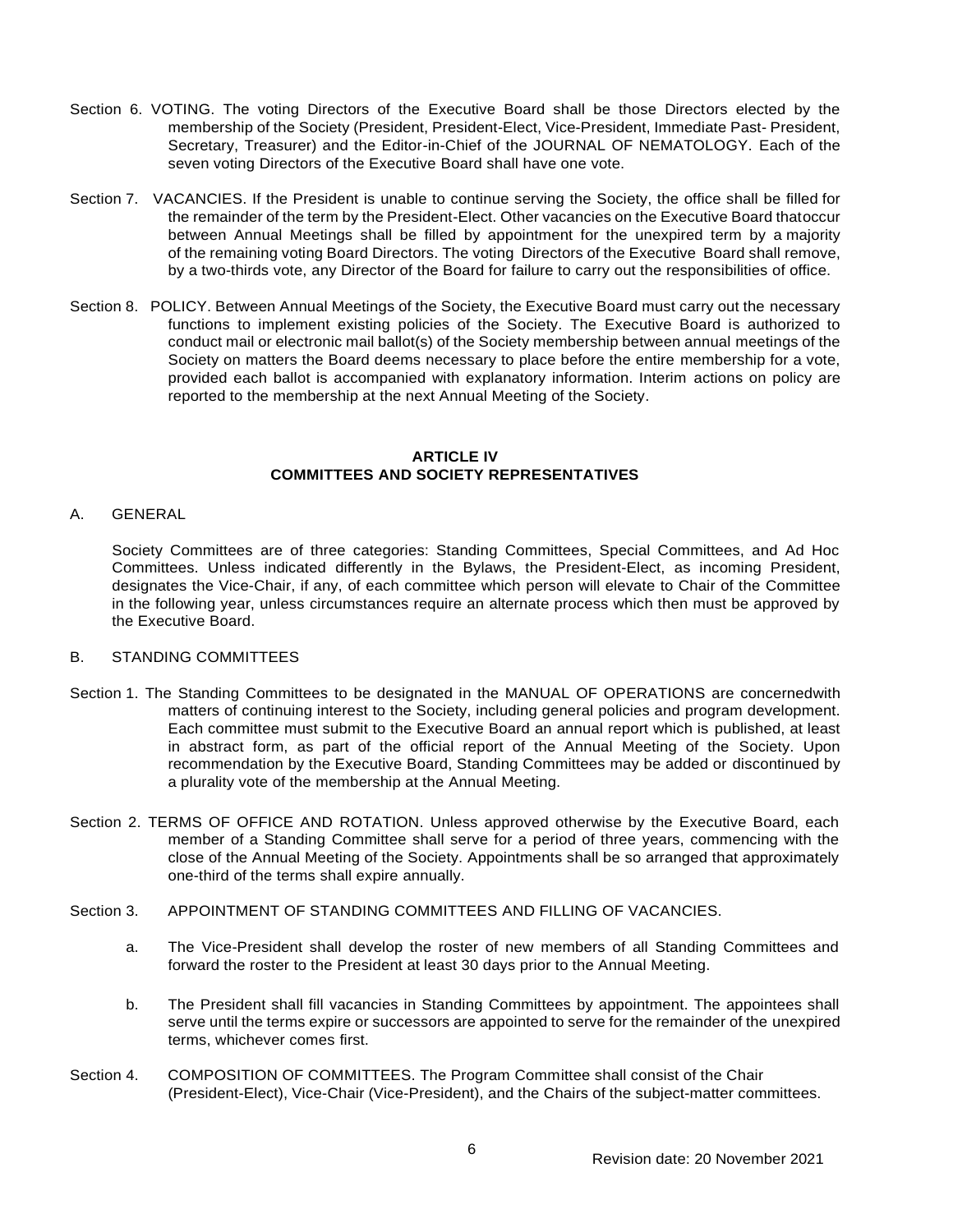Section 6. VOTING. The voting Directors of the Executive Board shall be those Directors elected by the membership of the Society (President, President-Elect, Vice-President, Immediate Past- President, Secretary, Treasurer) and the Editor-in-Chief of the JOURNAL OF NEMATOLOGY. Each of the seven voting Directors of the Executive Board shall have one vote.

Section 7. VACANCIES. If the President is unable to continue serving the Society, the office shall be filled for the remainder of the term by the President-Elect. Other vacancies on the Executive Board thatoccur between Annual Meetings shall be filled by appointment for the unexpired term by a majority of the remaining voting Board Directors. The voting Directors of the Executive Board shall remove, by a two-thirds vote, any Director of the Board for failure to carry out the responsibilities of office.

Section 8. POLICY. Between Annual Meetings of the Society, the Executive Board must carry out the necessary functions to implement existing policies of the Society. The Executive Board is authorized to conduct mail or electronic mail ballot(s) of the Society membership between annual meetings of the Society on matters the Board deems necessary to place before the entire membership for a vote, provided each ballot is accompanied with explanatory information. Interim actions on policy are reported to the membership at the next Annual Meeting of the Society.

## ARTICLE IV
## COMMITTEES AND SOCIETY REPRESENTATIVES

A. GENERAL

Society Committees are of three categories: Standing Committees, Special Committees, and Ad Hoc Committees. Unless indicated differently in the Bylaws, the President-Elect, as incoming President, designates the Vice-Chair, if any, of each committee which person will elevate to Chair of the Committee in the following year, unless circumstances require an alternate process which then must be approved by the Executive Board.

B. STANDING COMMITTEES

Section 1. The Standing Committees to be designated in the MANUAL OF OPERATIONS are concernedwith matters of continuing interest to the Society, including general policies and program development. Each committee must submit to the Executive Board an annual report which is published, at least in abstract form, as part of the official report of the Annual Meeting of the Society. Upon recommendation by the Executive Board, Standing Committees may be added or discontinued by a plurality vote of the membership at the Annual Meeting.

Section 2. TERMS OF OFFICE AND ROTATION. Unless approved otherwise by the Executive Board, each member of a Standing Committee shall serve for a period of three years, commencing with the close of the Annual Meeting of the Society. Appointments shall be so arranged that approximately one-third of the terms shall expire annually.

Section 3. APPOINTMENT OF STANDING COMMITTEES AND FILLING OF VACANCIES.

a. The Vice-President shall develop the roster of new members of all Standing Committees and forward the roster to the President at least 30 days prior to the Annual Meeting.

b. The President shall fill vacancies in Standing Committees by appointment. The appointees shall serve until the terms expire or successors are appointed to serve for the remainder of the unexpired terms, whichever comes first.

Section 4. COMPOSITION OF COMMITTEES. The Program Committee shall consist of the Chair (President-Elect), Vice-Chair (Vice-President), and the Chairs of the subject-matter committees.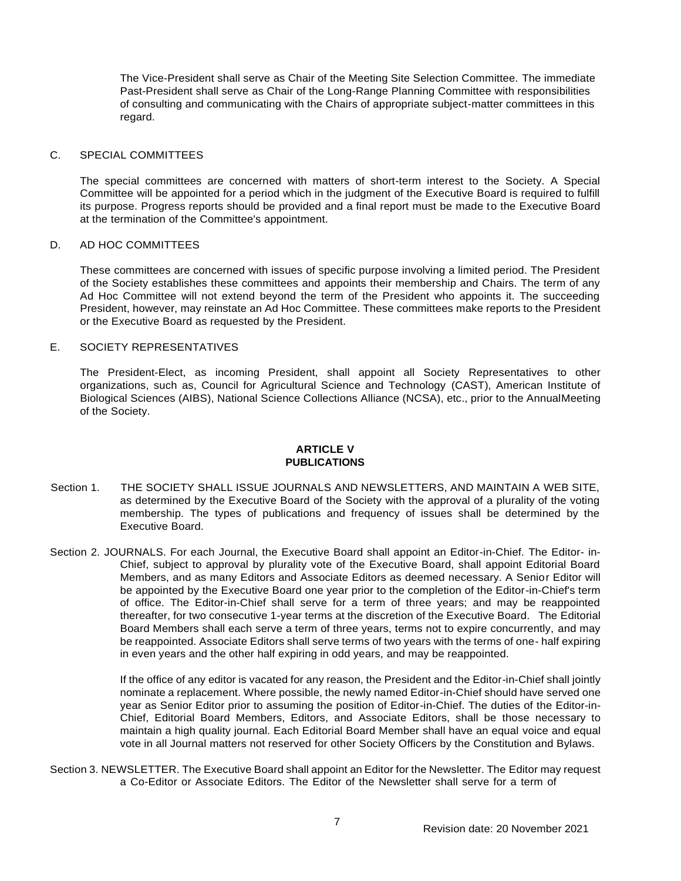The Vice-President shall serve as Chair of the Meeting Site Selection Committee. The immediate Past-President shall serve as Chair of the Long-Range Planning Committee with responsibilities of consulting and communicating with the Chairs of appropriate subject-matter committees in this regard.

C. SPECIAL COMMITTEES

The special committees are concerned with matters of short-term interest to the Society. A Special Committee will be appointed for a period which in the judgment of the Executive Board is required to fulfill its purpose. Progress reports should be provided and a final report must be made to the Executive Board at the termination of the Committee's appointment.

D. AD HOC COMMITTEES

These committees are concerned with issues of specific purpose involving a limited period. The President of the Society establishes these committees and appoints their membership and Chairs. The term of any Ad Hoc Committee will not extend beyond the term of the President who appoints it. The succeeding President, however, may reinstate an Ad Hoc Committee. These committees make reports to the President or the Executive Board as requested by the President.

E. SOCIETY REPRESENTATIVES

The President-Elect, as incoming President, shall appoint all Society Representatives to other organizations, such as, Council for Agricultural Science and Technology (CAST), American Institute of Biological Sciences (AIBS), National Science Collections Alliance (NCSA), etc., prior to the AnnualMeeting of the Society.

## ARTICLE V
## PUBLICATIONS

Section 1. THE SOCIETY SHALL ISSUE JOURNALS AND NEWSLETTERS, AND MAINTAIN A WEB SITE, as determined by the Executive Board of the Society with the approval of a plurality of the voting membership. The types of publications and frequency of issues shall be determined by the Executive Board.

Section 2. JOURNALS. For each Journal, the Executive Board shall appoint an Editor-in-Chief. The Editor- in-Chief, subject to approval by plurality vote of the Executive Board, shall appoint Editorial Board Members, and as many Editors and Associate Editors as deemed necessary. A Senior Editor will be appointed by the Executive Board one year prior to the completion of the Editor-in-Chief's term of office. The Editor-in-Chief shall serve for a term of three years; and may be reappointed thereafter, for two consecutive 1-year terms at the discretion of the Executive Board. The Editorial Board Members shall each serve a term of three years, terms not to expire concurrently, and may be reappointed. Associate Editors shall serve terms of two years with the terms of one- half expiring in even years and the other half expiring in odd years, and may be reappointed.

If the office of any editor is vacated for any reason, the President and the Editor-in-Chief shall jointly nominate a replacement. Where possible, the newly named Editor-in-Chief should have served one year as Senior Editor prior to assuming the position of Editor-in-Chief. The duties of the Editor-in-Chief, Editorial Board Members, Editors, and Associate Editors, shall be those necessary to maintain a high quality journal. Each Editorial Board Member shall have an equal voice and equal vote in all Journal matters not reserved for other Society Officers by the Constitution and Bylaws.

Section 3. NEWSLETTER. The Executive Board shall appoint an Editor for the Newsletter. The Editor may request a Co-Editor or Associate Editors. The Editor of the Newsletter shall serve for a term of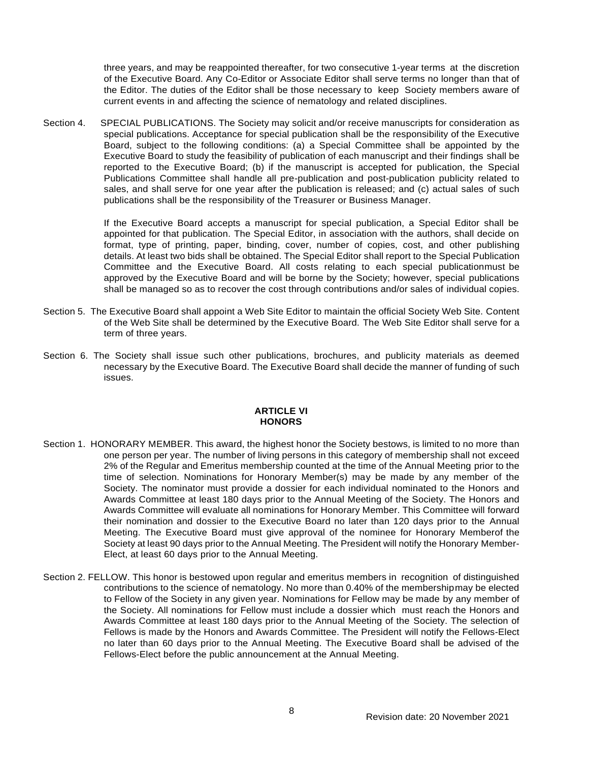three years, and may be reappointed thereafter, for two consecutive 1-year terms at the discretion of the Executive Board. Any Co-Editor or Associate Editor shall serve terms no longer than that of the Editor. The duties of the Editor shall be those necessary to keep Society members aware of current events in and affecting the science of nematology and related disciplines.

Section 4. SPECIAL PUBLICATIONS. The Society may solicit and/or receive manuscripts for consideration as special publications. Acceptance for special publication shall be the responsibility of the Executive Board, subject to the following conditions: (a) a Special Committee shall be appointed by the Executive Board to study the feasibility of publication of each manuscript and their findings shall be reported to the Executive Board; (b) if the manuscript is accepted for publication, the Special Publications Committee shall handle all pre-publication and post-publication publicity related to sales, and shall serve for one year after the publication is released; and (c) actual sales of such publications shall be the responsibility of the Treasurer or Business Manager.

If the Executive Board accepts a manuscript for special publication, a Special Editor shall be appointed for that publication. The Special Editor, in association with the authors, shall decide on format, type of printing, paper, binding, cover, number of copies, cost, and other publishing details. At least two bids shall be obtained. The Special Editor shall report to the Special Publication Committee and the Executive Board. All costs relating to each special publicationmust be approved by the Executive Board and will be borne by the Society; however, special publications shall be managed so as to recover the cost through contributions and/or sales of individual copies.

Section 5. The Executive Board shall appoint a Web Site Editor to maintain the official Society Web Site. Content of the Web Site shall be determined by the Executive Board. The Web Site Editor shall serve for a term of three years.

Section 6. The Society shall issue such other publications, brochures, and publicity materials as deemed necessary by the Executive Board. The Executive Board shall decide the manner of funding of such issues.

## ARTICLE VI
## HONORS

Section 1. HONORARY MEMBER. This award, the highest honor the Society bestows, is limited to no more than one person per year. The number of living persons in this category of membership shall not exceed 2% of the Regular and Emeritus membership counted at the time of the Annual Meeting prior to the time of selection. Nominations for Honorary Member(s) may be made by any member of the Society. The nominator must provide a dossier for each individual nominated to the Honors and Awards Committee at least 180 days prior to the Annual Meeting of the Society. The Honors and Awards Committee will evaluate all nominations for Honorary Member. This Committee will forward their nomination and dossier to the Executive Board no later than 120 days prior to the Annual Meeting. The Executive Board must give approval of the nominee for Honorary Memberof the Society at least 90 days prior to the Annual Meeting. The President will notify the Honorary Member-Elect, at least 60 days prior to the Annual Meeting.

Section 2. FELLOW. This honor is bestowed upon regular and emeritus members in recognition of distinguished contributions to the science of nematology. No more than 0.40% of the membershipmay be elected to Fellow of the Society in any given year. Nominations for Fellow may be made by any member of the Society. All nominations for Fellow must include a dossier which must reach the Honors and Awards Committee at least 180 days prior to the Annual Meeting of the Society. The selection of Fellows is made by the Honors and Awards Committee. The President will notify the Fellows-Elect no later than 60 days prior to the Annual Meeting. The Executive Board shall be advised of the Fellows-Elect before the public announcement at the Annual Meeting.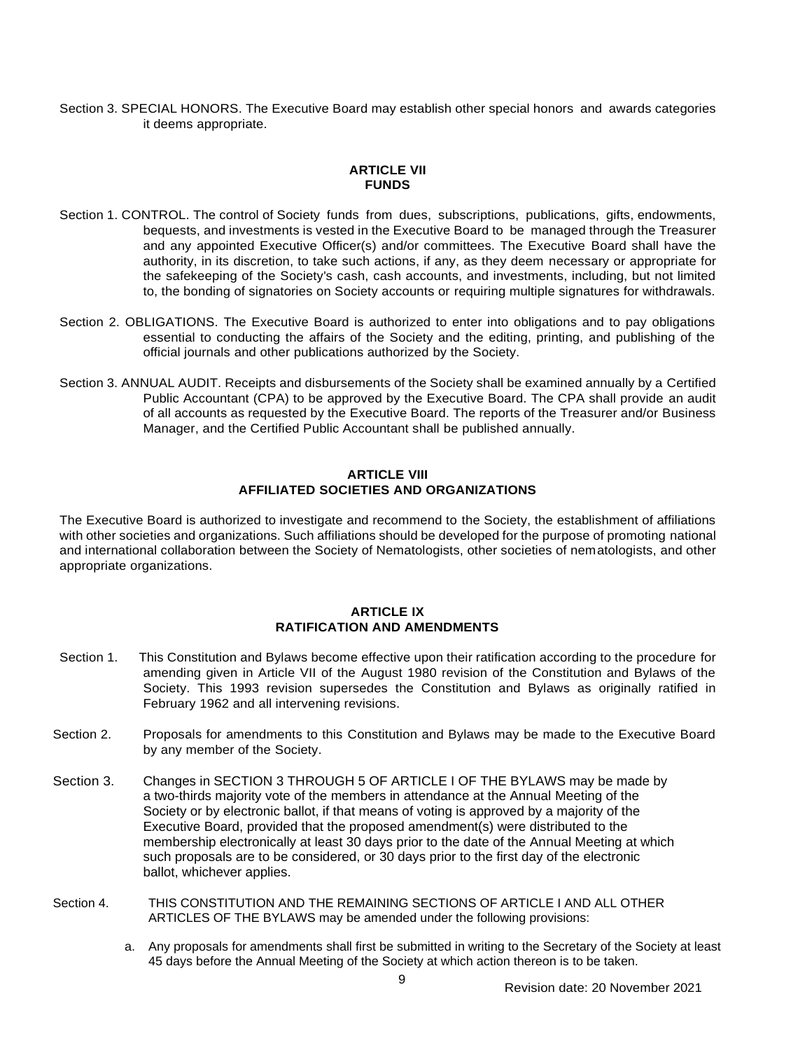Section 3. SPECIAL HONORS. The Executive Board may establish other special honors and awards categories it deems appropriate.

## ARTICLE VII
## FUNDS

Section 1. CONTROL. The control of Society funds from dues, subscriptions, publications, gifts, endowments, bequests, and investments is vested in the Executive Board to be managed through the Treasurer and any appointed Executive Officer(s) and/or committees. The Executive Board shall have the authority, in its discretion, to take such actions, if any, as they deem necessary or appropriate for the safekeeping of the Society's cash, cash accounts, and investments, including, but not limited to, the bonding of signatories on Society accounts or requiring multiple signatures for withdrawals.

Section 2. OBLIGATIONS. The Executive Board is authorized to enter into obligations and to pay obligations essential to conducting the affairs of the Society and the editing, printing, and publishing of the official journals and other publications authorized by the Society.

Section 3. ANNUAL AUDIT. Receipts and disbursements of the Society shall be examined annually by a Certified Public Accountant (CPA) to be approved by the Executive Board. The CPA shall provide an audit of all accounts as requested by the Executive Board. The reports of the Treasurer and/or Business Manager, and the Certified Public Accountant shall be published annually.

## ARTICLE VIII
## AFFILIATED SOCIETIES AND ORGANIZATIONS

The Executive Board is authorized to investigate and recommend to the Society, the establishment of affiliations with other societies and organizations. Such affiliations should be developed for the purpose of promoting national and international collaboration between the Society of Nematologists, other societies of nematologists, and other appropriate organizations.

## ARTICLE IX
## RATIFICATION AND AMENDMENTS

Section 1. This Constitution and Bylaws become effective upon their ratification according to the procedure for amending given in Article VII of the August 1980 revision of the Constitution and Bylaws of the Society. This 1993 revision supersedes the Constitution and Bylaws as originally ratified in February 1962 and all intervening revisions.

Section 2. Proposals for amendments to this Constitution and Bylaws may be made to the Executive Board by any member of the Society.

Section 3. Changes in SECTION 3 THROUGH 5 OF ARTICLE I OF THE BYLAWS may be made by a two-thirds majority vote of the members in attendance at the Annual Meeting of the Society or by electronic ballot, if that means of voting is approved by a majority of the Executive Board, provided that the proposed amendment(s) were distributed to the membership electronically at least 30 days prior to the date of the Annual Meeting at which such proposals are to be considered, or 30 days prior to the first day of the electronic ballot, whichever applies.

Section 4. THIS CONSTITUTION AND THE REMAINING SECTIONS OF ARTICLE I AND ALL OTHER ARTICLES OF THE BYLAWS may be amended under the following provisions:

a. Any proposals for amendments shall first be submitted in writing to the Secretary of the Society at least 45 days before the Annual Meeting of the Society at which action thereon is to be taken.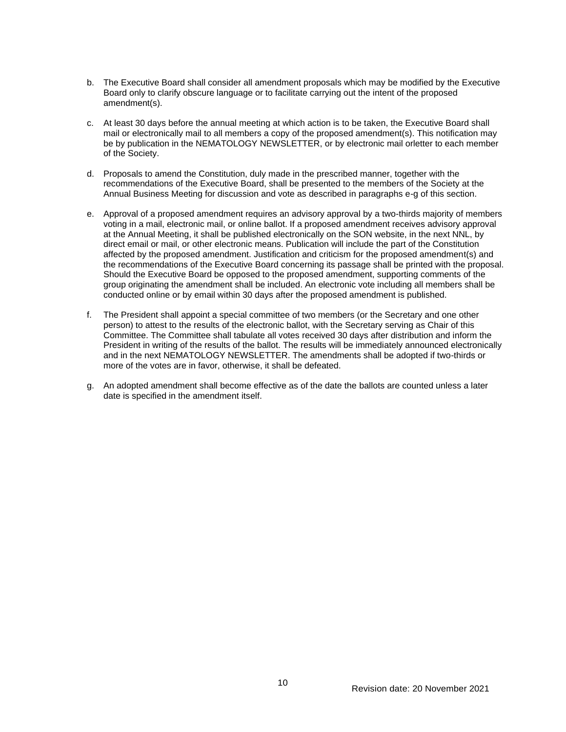b. The Executive Board shall consider all amendment proposals which may be modified by the Executive Board only to clarify obscure language or to facilitate carrying out the intent of the proposed amendment(s).

c. At least 30 days before the annual meeting at which action is to be taken, the Executive Board shall mail or electronically mail to all members a copy of the proposed amendment(s). This notification may be by publication in the NEMATOLOGY NEWSLETTER, or by electronic mail orletter to each member of the Society.

d. Proposals to amend the Constitution, duly made in the prescribed manner, together with the recommendations of the Executive Board, shall be presented to the members of the Society at the Annual Business Meeting for discussion and vote as described in paragraphs e-g of this section.

e. Approval of a proposed amendment requires an advisory approval by a two-thirds majority of members voting in a mail, electronic mail, or online ballot. If a proposed amendment receives advisory approval at the Annual Meeting, it shall be published electronically on the SON website, in the next NNL, by direct email or mail, or other electronic means. Publication will include the part of the Constitution affected by the proposed amendment. Justification and criticism for the proposed amendment(s) and the recommendations of the Executive Board concerning its passage shall be printed with the proposal. Should the Executive Board be opposed to the proposed amendment, supporting comments of the group originating the amendment shall be included. An electronic vote including all members shall be conducted online or by email within 30 days after the proposed amendment is published.

f. The President shall appoint a special committee of two members (or the Secretary and one other person) to attest to the results of the electronic ballot, with the Secretary serving as Chair of this Committee. The Committee shall tabulate all votes received 30 days after distribution and inform the President in writing of the results of the ballot. The results will be immediately announced electronically and in the next NEMATOLOGY NEWSLETTER. The amendments shall be adopted if two-thirds or more of the votes are in favor, otherwise, it shall be defeated.

g. An adopted amendment shall become effective as of the date the ballots are counted unless a later date is specified in the amendment itself.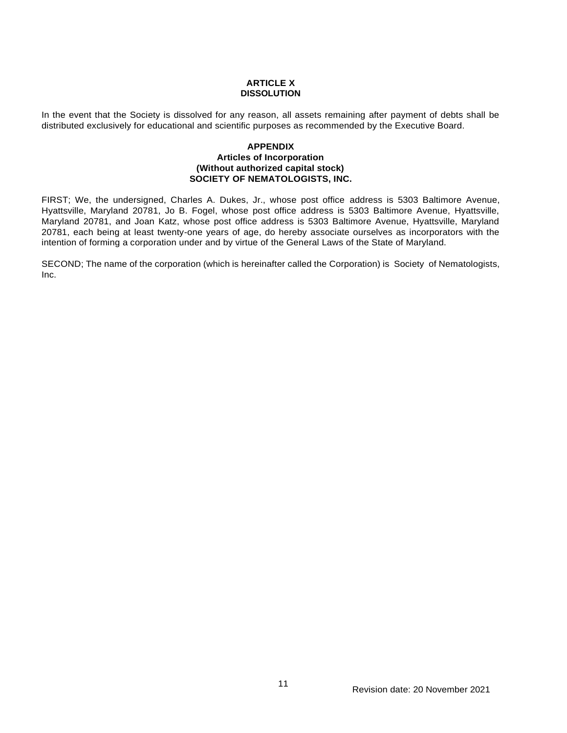## ARTICLE X
## DISSOLUTION

In the event that the Society is dissolved for any reason, all assets remaining after payment of debts shall be distributed exclusively for educational and scientific purposes as recommended by the Executive Board.

## APPENDIX
### Articles of Incorporation
### (Without authorized capital stock)
### SOCIETY OF NEMATOLOGISTS, INC.

FIRST; We, the undersigned, Charles A. Dukes, Jr., whose post office address is 5303 Baltimore Avenue, Hyattsville, Maryland 20781, Jo B. Fogel, whose post office address is 5303 Baltimore Avenue, Hyattsville, Maryland 20781, and Joan Katz, whose post office address is 5303 Baltimore Avenue, Hyattsville, Maryland 20781, each being at least twenty-one years of age, do hereby associate ourselves as incorporators with the intention of forming a corporation under and by virtue of the General Laws of the State of Maryland.

SECOND; The name of the corporation (which is hereinafter called the Corporation) is Society of Nematologists, Inc.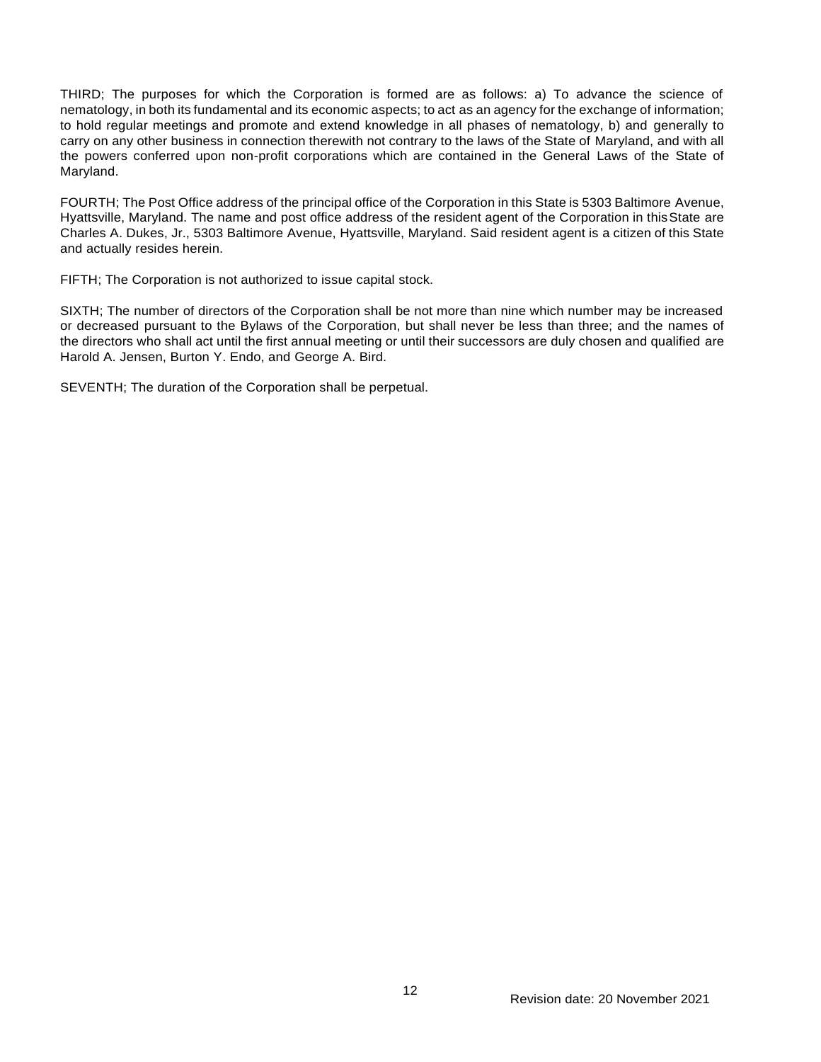THIRD; The purposes for which the Corporation is formed are as follows: a) To advance the science of nematology, in both its fundamental and its economic aspects; to act as an agency for the exchange of information; to hold regular meetings and promote and extend knowledge in all phases of nematology, b) and generally to carry on any other business in connection therewith not contrary to the laws of the State of Maryland, and with all the powers conferred upon non-profit corporations which are contained in the General Laws of the State of Maryland.

FOURTH; The Post Office address of the principal office of the Corporation in this State is 5303 Baltimore Avenue, Hyattsville, Maryland. The name and post office address of the resident agent of the Corporation in this State are Charles A. Dukes, Jr., 5303 Baltimore Avenue, Hyattsville, Maryland. Said resident agent is a citizen of this State and actually resides herein.

FIFTH; The Corporation is not authorized to issue capital stock.

SIXTH; The number of directors of the Corporation shall be not more than nine which number may be increased or decreased pursuant to the Bylaws of the Corporation, but shall never be less than three; and the names of the directors who shall act until the first annual meeting or until their successors are duly chosen and qualified are Harold A. Jensen, Burton Y. Endo, and George A. Bird.

SEVENTH; The duration of the Corporation shall be perpetual.